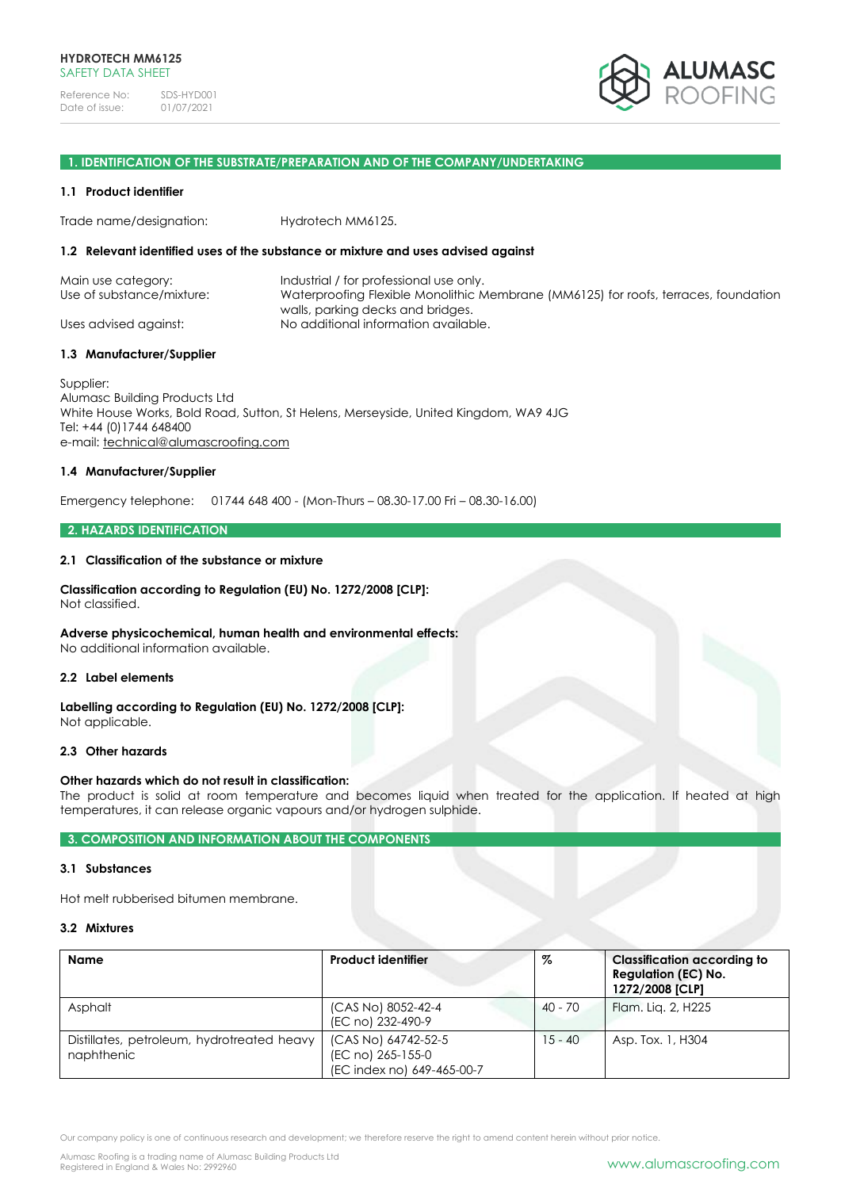HYDROTECH MM6125
SAFETY DATA SHEET

Reference No: SDS-HYD001
Date of issue: 01/07/2021

## 1. IDENTIFICATION OF THE SUBSTRATE/PREPARATION AND OF THE COMPANY/UNDERTAKING

### 1.1 Product identifier

Trade name/designation: Hydrotech MM6125.

### 1.2 Relevant identified uses of the substance or mixture and uses advised against

Main use category: Industrial / for professional use only.
Use of substance/mixture: Waterproofing Flexible Monolithic Membrane (MM6125) for roofs, terraces, foundation walls, parking decks and bridges.
Uses advised against: No additional information available.

### 1.3 Manufacturer/Supplier

Supplier:
Alumasc Building Products Ltd
White House Works, Bold Road, Sutton, St Helens, Merseyside, United Kingdom, WA9 4JG
Tel: +44 (0)1744 648400
e-mail: technical@alumascroofing.com

### 1.4 Manufacturer/Supplier

Emergency telephone: 01744 648 400 - (Mon-Thurs – 08.30-17.00 Fri – 08.30-16.00)

## 2. HAZARDS IDENTIFICATION

### 2.1 Classification of the substance or mixture

**Classification according to Regulation (EU) No. 1272/2008 [CLP]:**
Not classified.

**Adverse physicochemical, human health and environmental effects:**
No additional information available.

### 2.2 Label elements

**Labelling according to Regulation (EU) No. 1272/2008 [CLP]:**
Not applicable.

### 2.3 Other hazards

**Other hazards which do not result in classification:**
The product is solid at room temperature and becomes liquid when treated for the application. If heated at high temperatures, it can release organic vapours and/or hydrogen sulphide.

## 3. COMPOSITION AND INFORMATION ABOUT THE COMPONENTS

### 3.1 Substances

Hot melt rubberised bitumen membrane.

### 3.2 Mixtures

| Name | Product identifier | % | Classification according to Regulation (EC) No. 1272/2008 [CLP] |
|---|---|---|---|
| Asphalt | (CAS No) 8052-42-4<br>(EC no) 232-490-9 | 40 - 70 | Flam. Liq. 2, H225 |
| Distillates, petroleum, hydrotreated heavy naphthenic | (CAS No) 64742-52-5<br>(EC no) 265-155-0<br>(EC index no) 649-465-00-7 | 15 - 40 | Asp. Tox. 1, H304 |

Our company policy is one of continuous research and development; we therefore reserve the right to amend content herein without prior notice.

Alumasc Roofing is a trading name of Alumasc Building Products Ltd
Registered in England & Wales No: 2992960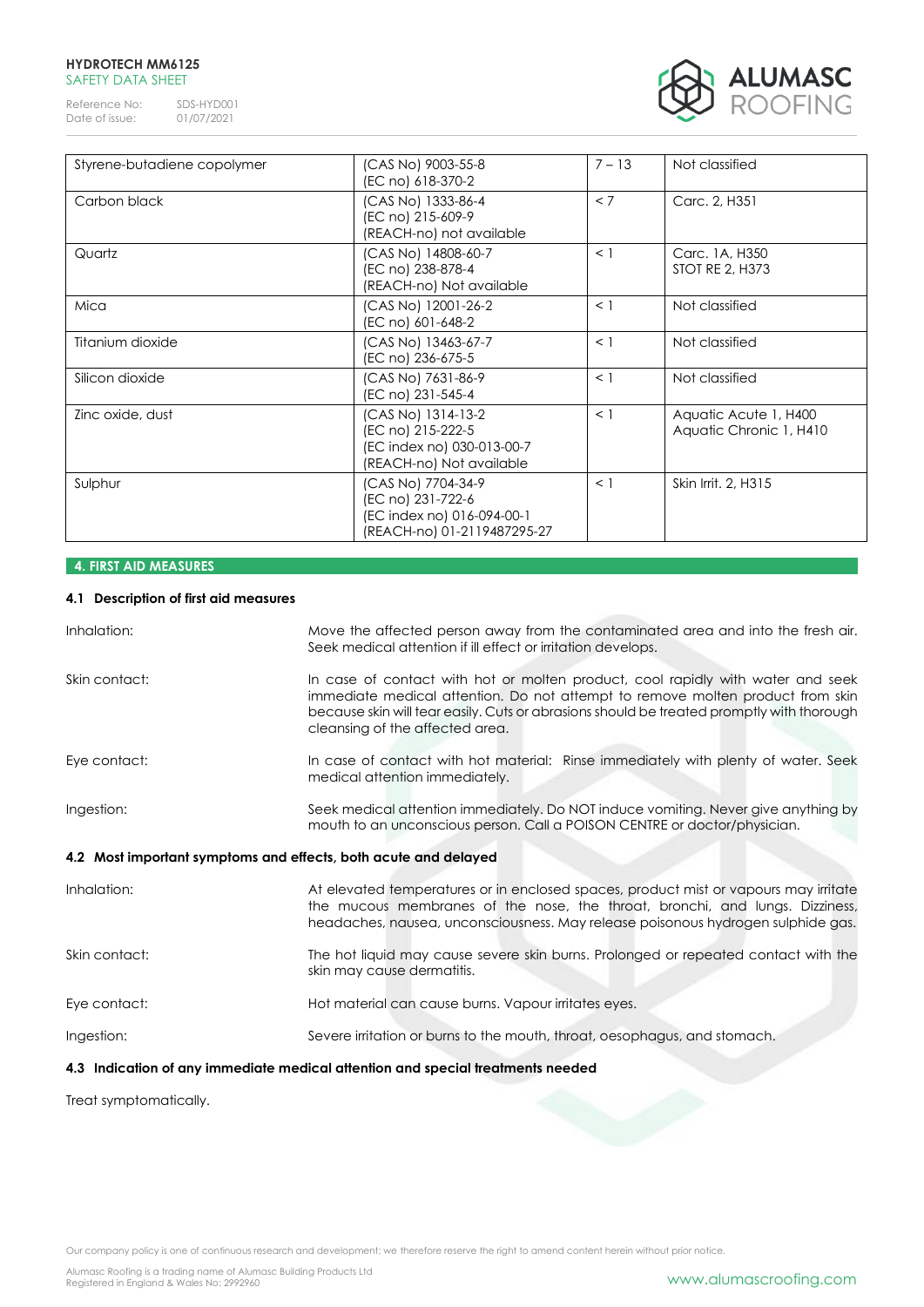| Styrene-butadiene copolymer | (CAS No) 9003-55-8<br>(EC no) 618-370-2 | 7 – 13 | Not classified |
|---|---|---|---|
| Carbon black | (CAS No) 1333-86-4<br>(EC no) 215-609-9<br>(REACH-no) not available | < 7 | Carc. 2, H351 |
| Quartz | (CAS No) 14808-60-7<br>(EC no) 238-878-4<br>(REACH-no) Not available | < 1 | Carc. 1A, H350<br>STOT RE 2, H373 |
| Mica | (CAS No) 12001-26-2<br>(EC no) 601-648-2 | < 1 | Not classified |
| Titanium dioxide | (CAS No) 13463-67-7<br>(EC no) 236-675-5 | < 1 | Not classified |
| Silicon dioxide | (CAS No) 7631-86-9<br>(EC no) 231-545-4 | < 1 | Not classified |
| Zinc oxide, dust | (CAS No) 1314-13-2<br>(EC no) 215-222-5<br>(EC index no) 030-013-00-7<br>(REACH-no) Not available | < 1 | Aquatic Acute 1, H400<br>Aquatic Chronic 1, H410 |
| Sulphur | (CAS No) 7704-34-9<br>(EC no) 231-722-6<br>(EC index no) 016-094-00-1<br>(REACH-no) 01-2119487295-27 | < 1 | Skin Irrit. 2, H315 |

## 4. FIRST AID MEASURES

### 4.1 Description of first aid measures

**Inhalation:** Move the affected person away from the contaminated area and into the fresh air. Seek medical attention if ill effect or irritation develops.

**Skin contact:** In case of contact with hot or molten product, cool rapidly with water and seek immediate medical attention. Do not attempt to remove molten product from skin because skin will tear easily. Cuts or abrasions should be treated promptly with thorough cleansing of the affected area.

**Eye contact:** In case of contact with hot material: Rinse immediately with plenty of water. Seek medical attention immediately.

**Ingestion:** Seek medical attention immediately. Do NOT induce vomiting. Never give anything by mouth to an unconscious person. Call a POISON CENTRE or doctor/physician.

### 4.2 Most important symptoms and effects, both acute and delayed

**Inhalation:** At elevated temperatures or in enclosed spaces, product mist or vapours may irritate the mucous membranes of the nose, the throat, bronchi, and lungs. Dizziness, headaches, nausea, unconsciousness. May release poisonous hydrogen sulphide gas.

**Skin contact:** The hot liquid may cause severe skin burns. Prolonged or repeated contact with the skin may cause dermatitis.

**Eye contact:** Hot material can cause burns. Vapour irritates eyes.

**Ingestion:** Severe irritation or burns to the mouth, throat, oesophagus, and stomach.

### 4.3 Indication of any immediate medical attention and special treatments needed

Treat symptomatically.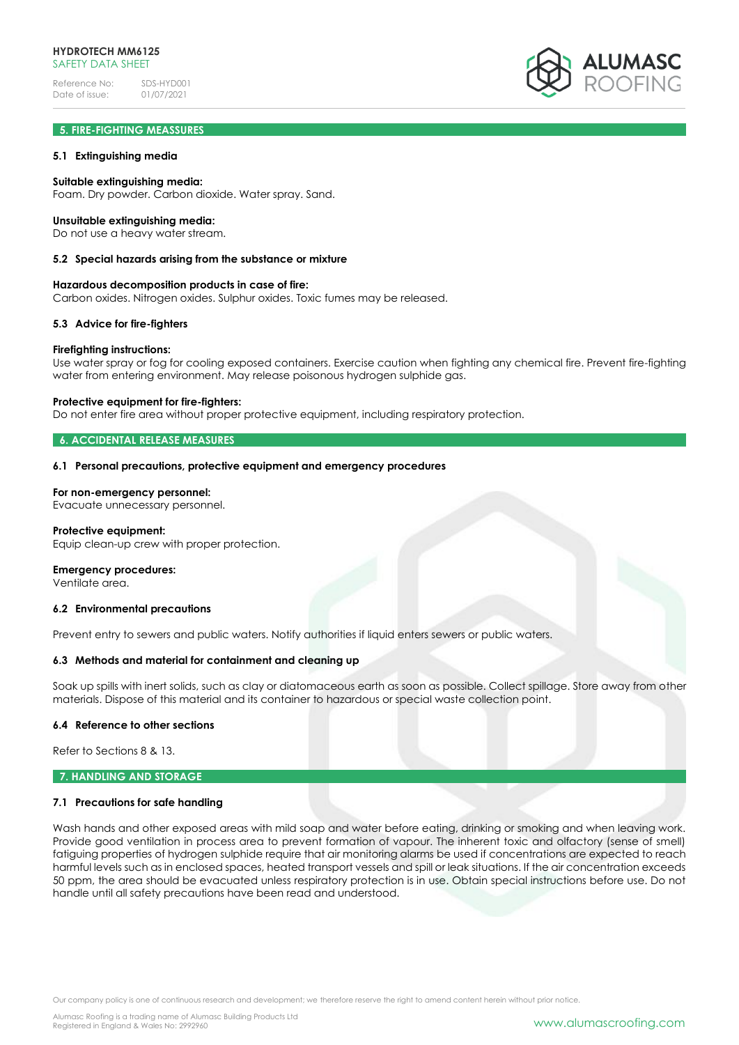## 5. FIRE-FIGHTING MEASSURES

### 5.1 Extinguishing media

**Suitable extinguishing media:**
Foam. Dry powder. Carbon dioxide. Water spray. Sand.

**Unsuitable extinguishing media:**
Do not use a heavy water stream.

### 5.2 Special hazards arising from the substance or mixture

**Hazardous decomposition products in case of fire:**
Carbon oxides. Nitrogen oxides. Sulphur oxides. Toxic fumes may be released.

### 5.3 Advice for fire-fighters

**Firefighting instructions:**
Use water spray or fog for cooling exposed containers. Exercise caution when fighting any chemical fire. Prevent fire-fighting water from entering environment. May release poisonous hydrogen sulphide gas.

**Protective equipment for fire-fighters:**
Do not enter fire area without proper protective equipment, including respiratory protection.

## 6. ACCIDENTAL RELEASE MEASURES

### 6.1 Personal precautions, protective equipment and emergency procedures

**For non-emergency personnel:**
Evacuate unnecessary personnel.

**Protective equipment:**
Equip clean-up crew with proper protection.

**Emergency procedures:**
Ventilate area.

### 6.2 Environmental precautions

Prevent entry to sewers and public waters. Notify authorities if liquid enters sewers or public waters.

### 6.3 Methods and material for containment and cleaning up

Soak up spills with inert solids, such as clay or diatomaceous earth as soon as possible. Collect spillage. Store away from other materials. Dispose of this material and its container to hazardous or special waste collection point.

### 6.4 Reference to other sections

Refer to Sections 8 & 13.

## 7. HANDLING AND STORAGE

### 7.1 Precautions for safe handling

Wash hands and other exposed areas with mild soap and water before eating, drinking or smoking and when leaving work. Provide good ventilation in process area to prevent formation of vapour. The inherent toxic and olfactory (sense of smell) fatiguing properties of hydrogen sulphide require that air monitoring alarms be used if concentrations are expected to reach harmful levels such as in enclosed spaces, heated transport vessels and spill or leak situations. If the air concentration exceeds 50 ppm, the area should be evacuated unless respiratory protection is in use. Obtain special instructions before use. Do not handle until all safety precautions have been read and understood.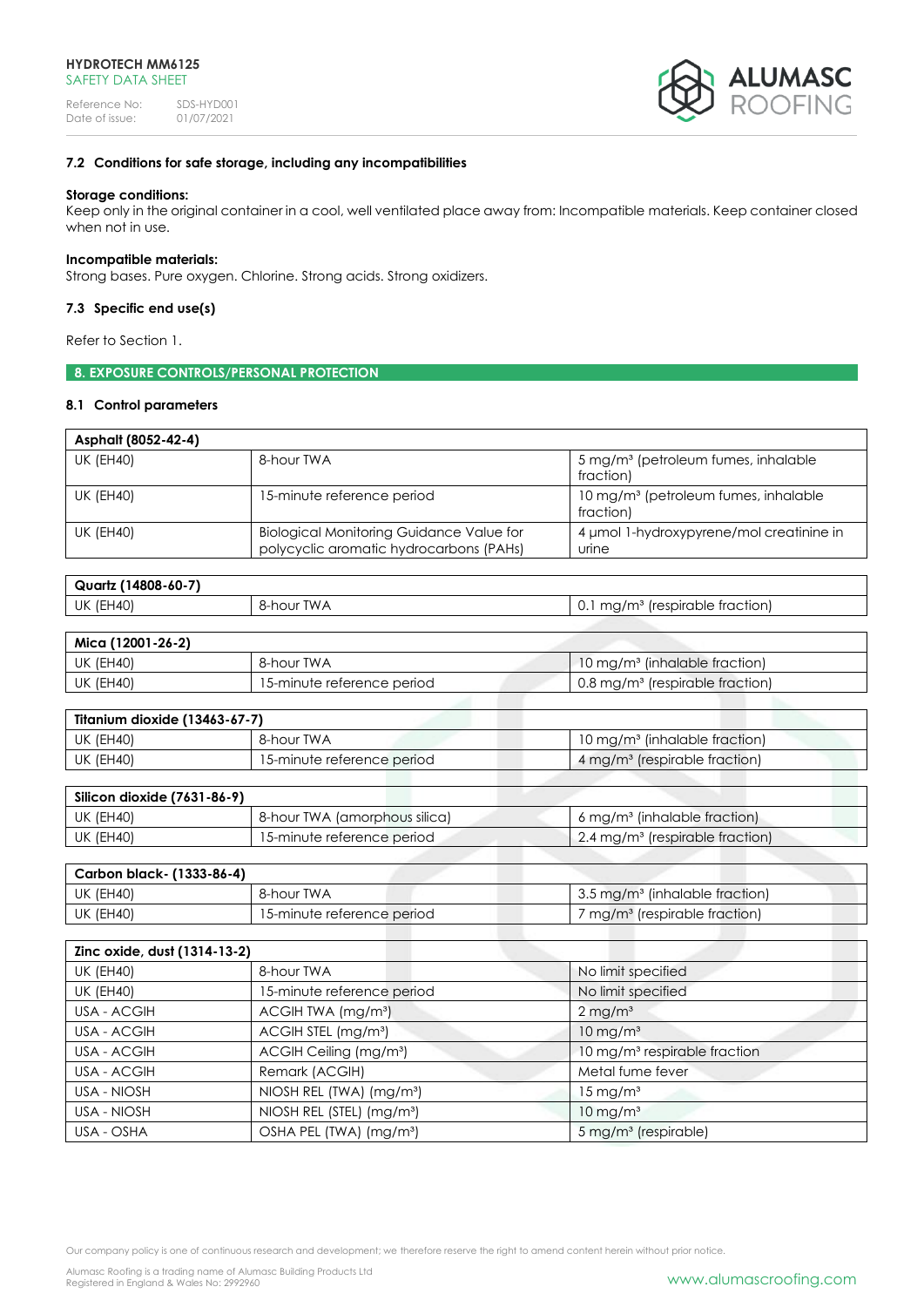### 7.2 Conditions for safe storage, including any incompatibilities

**Storage conditions:**
Keep only in the original container in a cool, well ventilated place away from: Incompatible materials. Keep container closed when not in use.

**Incompatible materials:**
Strong bases. Pure oxygen. Chlorine. Strong acids. Strong oxidizers.

### 7.3 Specific end use(s)

Refer to Section 1.

## 8. EXPOSURE CONTROLS/PERSONAL PROTECTION

### 8.1 Control parameters

| Asphalt (8052-42-4) | | |
|---|---|---|
| UK (EH40) | 8-hour TWA | 5 mg/m³ (petroleum fumes, inhalable fraction) |
| UK (EH40) | 15-minute reference period | 10 mg/m³ (petroleum fumes, inhalable fraction) |
| UK (EH40) | Biological Monitoring Guidance Value for polycyclic aromatic hydrocarbons (PAHs) | 4 µmol 1-hydroxypyrene/mol creatinine in urine |

| Quartz (14808-60-7) | | |
|---|---|---|
| UK (EH40) | 8-hour TWA | 0.1 mg/m³ (respirable fraction) |

| Mica (12001-26-2) | | |
|---|---|---|
| UK (EH40) | 8-hour TWA | 10 mg/m³ (inhalable fraction) |
| UK (EH40) | 15-minute reference period | 0.8 mg/m³ (respirable fraction) |

| Titanium dioxide (13463-67-7) | | |
|---|---|---|
| UK (EH40) | 8-hour TWA | 10 mg/m³ (inhalable fraction) |
| UK (EH40) | 15-minute reference period | 4 mg/m³ (respirable fraction) |

| Silicon dioxide (7631-86-9) | | |
|---|---|---|
| UK (EH40) | 8-hour TWA (amorphous silica) | 6 mg/m³ (inhalable fraction) |
| UK (EH40) | 15-minute reference period | 2.4 mg/m³ (respirable fraction) |

| Carbon black- (1333-86-4) | | |
|---|---|---|
| UK (EH40) | 8-hour TWA | 3.5 mg/m³ (inhalable fraction) |
| UK (EH40) | 15-minute reference period | 7 mg/m³ (respirable fraction) |

| Zinc oxide, dust (1314-13-2) | | |
|---|---|---|
| UK (EH40) | 8-hour TWA | No limit specified |
| UK (EH40) | 15-minute reference period | No limit specified |
| USA - ACGIH | ACGIH TWA (mg/m³) | 2 mg/m³ |
| USA - ACGIH | ACGIH STEL (mg/m³) | 10 mg/m³ |
| USA - ACGIH | ACGIH Ceiling (mg/m³) | 10 mg/m³ respirable fraction |
| USA - ACGIH | Remark (ACGIH) | Metal fume fever |
| USA - NIOSH | NIOSH REL (TWA) (mg/m³) | 15 mg/m³ |
| USA - NIOSH | NIOSH REL (STEL) (mg/m³) | 10 mg/m³ |
| USA - OSHA | OSHA PEL (TWA) (mg/m³) | 5 mg/m³ (respirable) |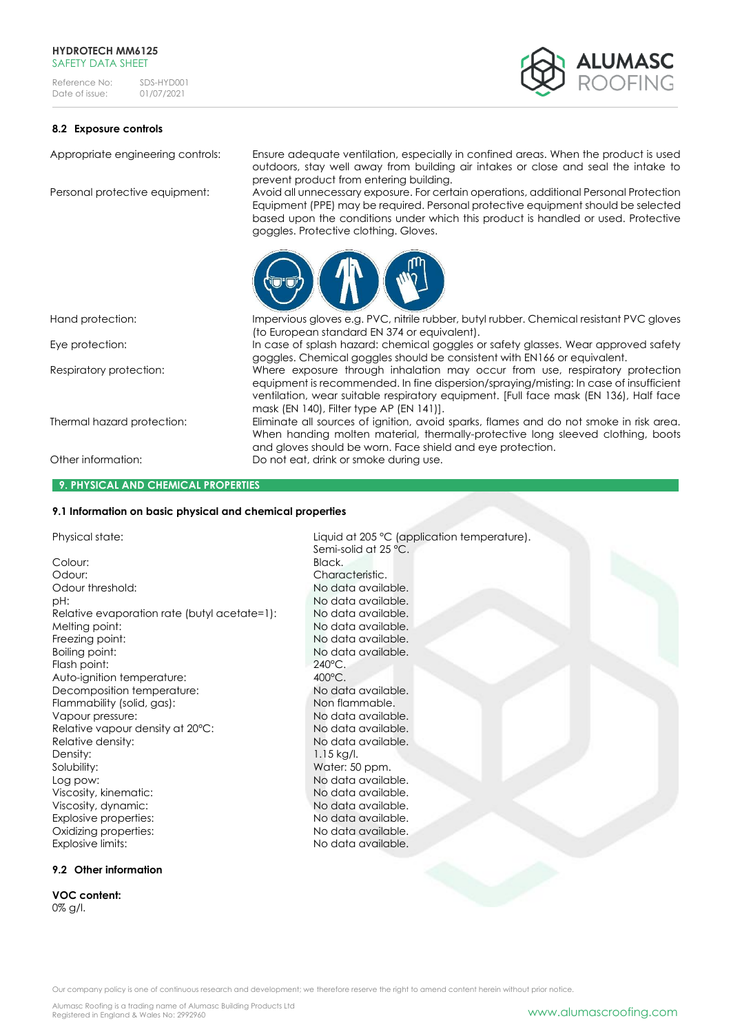### 8.2 Exposure controls

| | |
|---|---|
| Appropriate engineering controls: | Ensure adequate ventilation, especially in confined areas. When the product is used outdoors, stay well away from building air intakes or close and seal the intake to prevent product from entering building. |
| Personal protective equipment: | Avoid all unnecessary exposure. For certain operations, additional Personal Protection Equipment (PPE) may be required. Personal protective equipment should be selected based upon the conditions under which this product is handled or used. Protective goggles. Protective clothing. Gloves. |
| Hand protection: | Impervious gloves e.g. PVC, nitrile rubber, butyl rubber. Chemical resistant PVC gloves (to European standard EN 374 or equivalent). |
| Eye protection: | In case of splash hazard: chemical goggles or safety glasses. Wear approved safety goggles. Chemical goggles should be consistent with EN166 or equivalent. |
| Respiratory protection: | Where exposure through inhalation may occur from use, respiratory protection equipment is recommended. In fine dispersion/spraying/misting: In case of insufficient ventilation, wear suitable respiratory equipment. [Full face mask (EN 136), Half face mask (EN 140), Filter type AP (EN 141)]. |
| Thermal hazard protection: | Eliminate all sources of ignition, avoid sparks, flames and do not smoke in risk area. When handing molten material, thermally-protective long sleeved clothing, boots and gloves should be worn. Face shield and eye protection. |
| Other information: | Do not eat, drink or smoke during use. |

## 9. PHYSICAL AND CHEMICAL PROPERTIES

### 9.1 Information on basic physical and chemical properties

| | |
|---|---|
| Physical state: | Liquid at 205 °C (application temperature). Semi-solid at 25 °C. |
| Colour: | Black. |
| Odour: | Characteristic. |
| Odour threshold: | No data available. |
| pH: | No data available. |
| Relative evaporation rate (butyl acetate=1): | No data available. |
| Melting point: | No data available. |
| Freezing point: | No data available. |
| Boiling point: | No data available. |
| Flash point: | 240°C. |
| Auto-ignition temperature: | 400°C. |
| Decomposition temperature: | No data available. |
| Flammability (solid, gas): | Non flammable. |
| Vapour pressure: | No data available. |
| Relative vapour density at 20°C: | No data available. |
| Relative density: | No data available. |
| Density: | 1.15 kg/l. |
| Solubility: | Water: 50 ppm. |
| Log pow: | No data available. |
| Viscosity, kinematic: | No data available. |
| Viscosity, dynamic: | No data available. |
| Explosive properties: | No data available. |
| Oxidizing properties: | No data available. |
| Explosive limits: | No data available. |

### 9.2 Other information

**VOC content:**
0% g/l.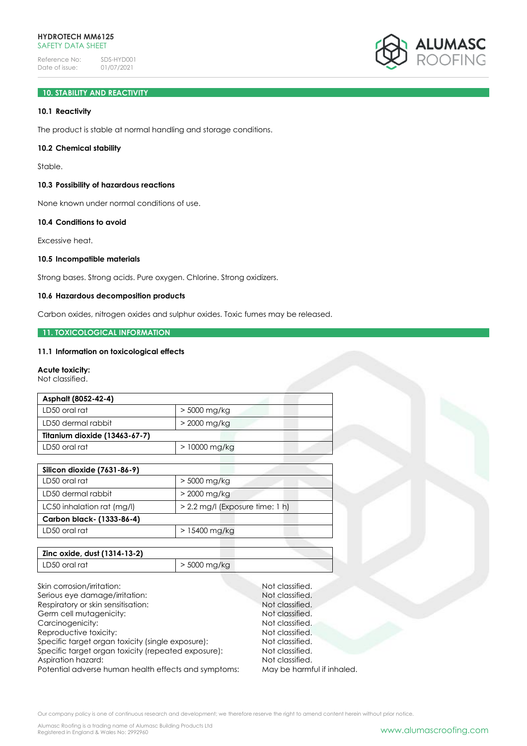## 10. STABILITY AND REACTIVITY

### 10.1 Reactivity

The product is stable at normal handling and storage conditions.

### 10.2 Chemical stability

Stable.

### 10.3 Possibility of hazardous reactions

None known under normal conditions of use.

### 10.4 Conditions to avoid

Excessive heat.

### 10.5 Incompatible materials

Strong bases. Strong acids. Pure oxygen. Chlorine. Strong oxidizers.

### 10.6 Hazardous decomposition products

Carbon oxides, nitrogen oxides and sulphur oxides. Toxic fumes may be released.

## 11. TOXICOLOGICAL INFORMATION

### 11.1 Information on toxicological effects

**Acute toxicity:**
Not classified.

| **Asphalt (8052-42-4)** | |
|---|---|
| LD50 oral rat | > 5000 mg/kg |
| LD50 dermal rabbit | > 2000 mg/kg |
| **Titanium dioxide (13463-67-7)** | |
| LD50 oral rat | > 10000 mg/kg |

| **Silicon dioxide (7631-86-9)** | |
|---|---|
| LD50 oral rat | > 5000 mg/kg |
| LD50 dermal rabbit | > 2000 mg/kg |
| LC50 inhalation rat (mg/l) | > 2.2 mg/l (Exposure time: 1 h) |
| **Carbon black- (1333-86-4)** | |
| LD50 oral rat | > 15400 mg/kg |

| **Zinc oxide, dust (1314-13-2)** | |
|---|---|
| LD50 oral rat | > 5000 mg/kg |

| | |
|---|---|
| Skin corrosion/irritation: | Not classified. |
| Serious eye damage/irritation: | Not classified. |
| Respiratory or skin sensitisation: | Not classified. |
| Germ cell mutagenicity: | Not classified. |
| Carcinogenicity: | Not classified. |
| Reproductive toxicity: | Not classified. |
| Specific target organ toxicity (single exposure): | Not classified. |
| Specific target organ toxicity (repeated exposure): | Not classified. |
| Aspiration hazard: | Not classified. |
| Potential adverse human health effects and symptoms: | May be harmful if inhaled. |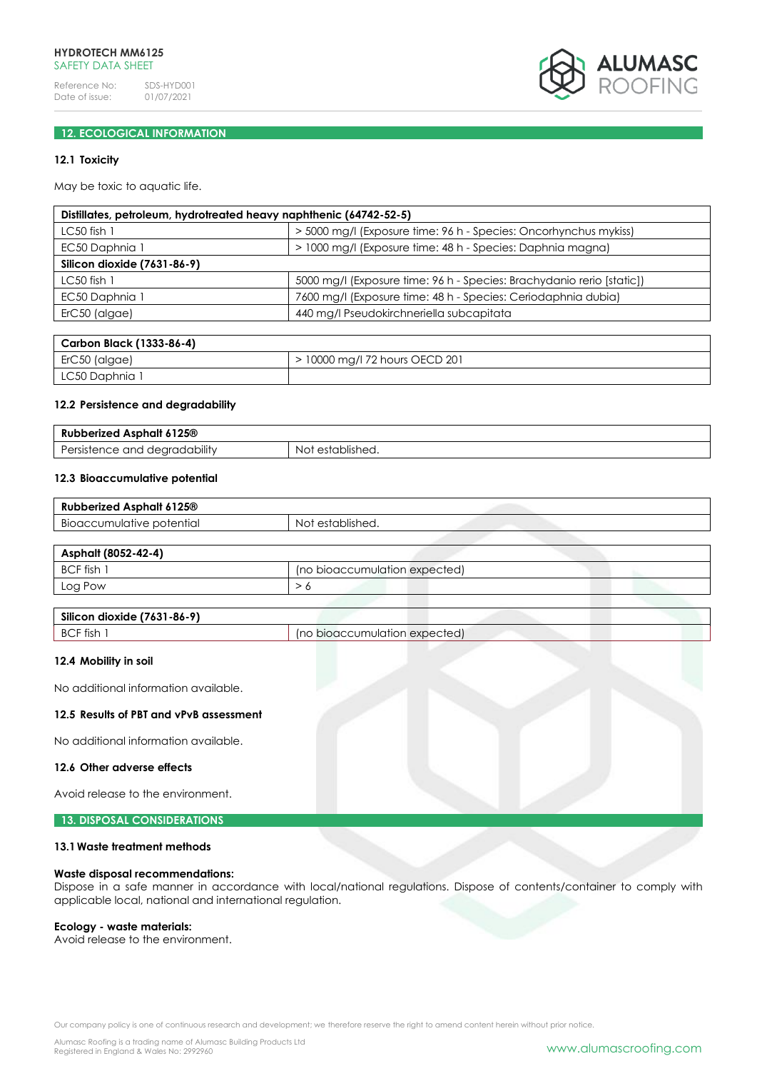## 12. ECOLOGICAL INFORMATION

### 12.1 Toxicity

May be toxic to aquatic life.

| **Distillates, petroleum, hydrotreated heavy naphthenic (64742-52-5)** | |
|---|---|
| LC50 fish 1 | > 5000 mg/l (Exposure time: 96 h - Species: Oncorhynchus mykiss) |
| EC50 Daphnia 1 | > 1000 mg/l (Exposure time: 48 h - Species: Daphnia magna) |
| **Silicon dioxide (7631-86-9)** | |
| LC50 fish 1 | 5000 mg/l (Exposure time: 96 h - Species: Brachydanio rerio [static]) |
| EC50 Daphnia 1 | 7600 mg/l (Exposure time: 48 h - Species: Ceriodaphnia dubia) |
| ErC50 (algae) | 440 mg/l Pseudokirchneriella subcapitata |

| **Carbon Black (1333-86-4)** | |
|---|---|
| ErC50 (algae) | > 10000 mg/l 72 hours OECD 201 |
| LC50 Daphnia 1 | |

### 12.2 Persistence and degradability

| **Rubberized Asphalt 6125®** | |
|---|---|
| Persistence and degradability | Not established. |

### 12.3 Bioaccumulative potential

| **Rubberized Asphalt 6125®** | |
|---|---|
| Bioaccumulative potential | Not established. |

| **Asphalt (8052-42-4)** | |
|---|---|
| BCF fish 1 | (no bioaccumulation expected) |
| Log Pow | > 6 |

| **Silicon dioxide (7631-86-9)** | |
|---|---|
| BCF fish 1 | (no bioaccumulation expected) |

### 12.4 Mobility in soil

No additional information available.

### 12.5 Results of PBT and vPvB assessment

No additional information available.

### 12.6 Other adverse effects

Avoid release to the environment.

## 13. DISPOSAL CONSIDERATIONS

### 13.1 Waste treatment methods

**Waste disposal recommendations:**
Dispose in a safe manner in accordance with local/national regulations. Dispose of contents/container to comply with applicable local, national and international regulation.

**Ecology - waste materials:**
Avoid release to the environment.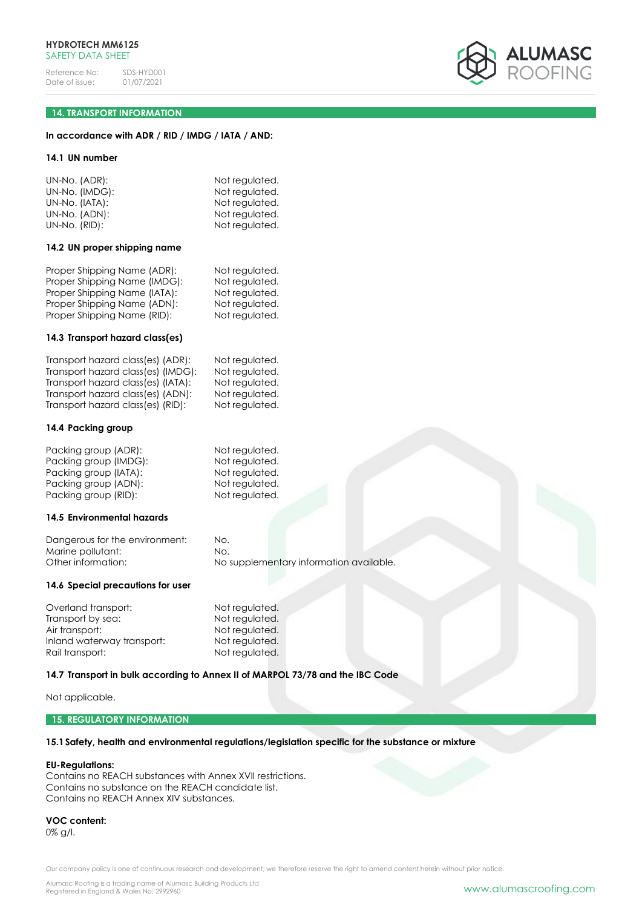## 14. TRANSPORT INFORMATION

**In accordance with ADR / RID / IMDG / IATA / AND:**

### 14.1 UN number

| | |
|---|---|
| UN-No. (ADR): | Not regulated. |
| UN-No. (IMDG): | Not regulated. |
| UN-No. (IATA): | Not regulated. |
| UN-No. (ADN): | Not regulated. |
| UN-No. (RID): | Not regulated. |

### 14.2 UN proper shipping name

| | |
|---|---|
| Proper Shipping Name (ADR): | Not regulated. |
| Proper Shipping Name (IMDG): | Not regulated. |
| Proper Shipping Name (IATA): | Not regulated. |
| Proper Shipping Name (ADN): | Not regulated. |
| Proper Shipping Name (RID): | Not regulated. |

### 14.3 Transport hazard class(es)

| | |
|---|---|
| Transport hazard class(es) (ADR): | Not regulated. |
| Transport hazard class(es) (IMDG): | Not regulated. |
| Transport hazard class(es) (IATA): | Not regulated. |
| Transport hazard class(es) (ADN): | Not regulated. |
| Transport hazard class(es) (RID): | Not regulated. |

### 14.4 Packing group

| | |
|---|---|
| Packing group (ADR): | Not regulated. |
| Packing group (IMDG): | Not regulated. |
| Packing group (IATA): | Not regulated. |
| Packing group (ADN): | Not regulated. |
| Packing group (RID): | Not regulated. |

### 14.5 Environmental hazards

| | |
|---|---|
| Dangerous for the environment: | No. |
| Marine pollutant: | No. |
| Other information: | No supplementary information available. |

### 14.6 Special precautions for user

| | |
|---|---|
| Overland transport: | Not regulated. |
| Transport by sea: | Not regulated. |
| Air transport: | Not regulated. |
| Inland waterway transport: | Not regulated. |
| Rail transport: | Not regulated. |

### 14.7 Transport in bulk according to Annex II of MARPOL 73/78 and the IBC Code

Not applicable.

## 15. REGULATORY INFORMATION

### 15.1 Safety, health and environmental regulations/legislation specific for the substance or mixture

**EU-Regulations:**
Contains no REACH substances with Annex XVII restrictions.
Contains no substance on the REACH candidate list.
Contains no REACH Annex XIV substances.

**VOC content:**
0% g/l.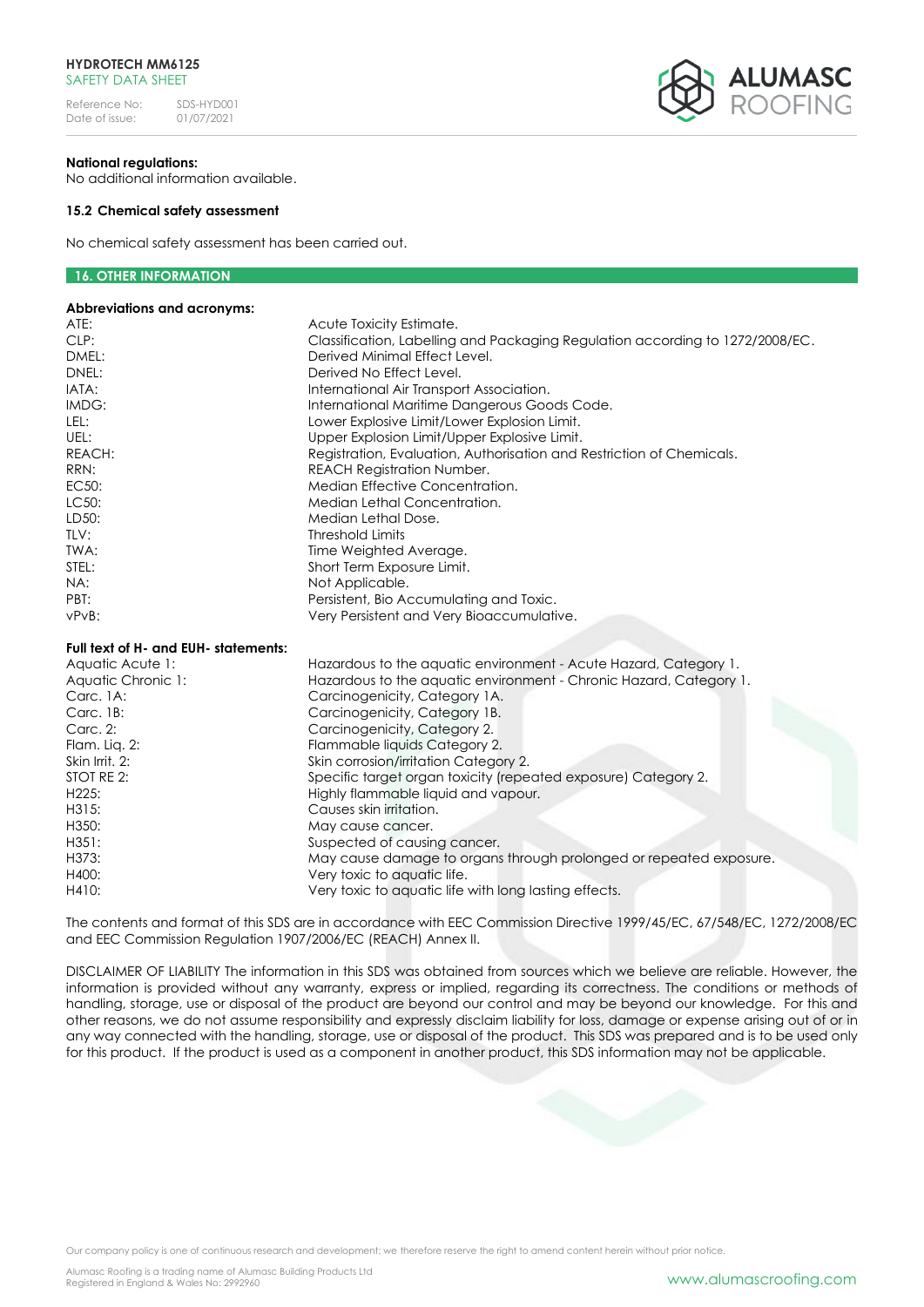**National regulations:**
No additional information available.

**15.2 Chemical safety assessment**

No chemical safety assessment has been carried out.

## 16. OTHER INFORMATION

**Abbreviations and acronyms:**

| | |
|---|---|
| ATE: | Acute Toxicity Estimate. |
| CLP: | Classification, Labelling and Packaging Regulation according to 1272/2008/EC. |
| DMEL: | Derived Minimal Effect Level. |
| DNEL: | Derived No Effect Level. |
| IATA: | International Air Transport Association. |
| IMDG: | International Maritime Dangerous Goods Code. |
| LEL: | Lower Explosive Limit/Lower Explosion Limit. |
| UEL: | Upper Explosion Limit/Upper Explosive Limit. |
| REACH: | Registration, Evaluation, Authorisation and Restriction of Chemicals. |
| RRN: | REACH Registration Number. |
| EC50: | Median Effective Concentration. |
| LC50: | Median Lethal Concentration. |
| LD50: | Median Lethal Dose. |
| TLV: | Threshold Limits |
| TWA: | Time Weighted Average. |
| STEL: | Short Term Exposure Limit. |
| NA: | Not Applicable. |
| PBT: | Persistent, Bio Accumulating and Toxic. |
| vPvB: | Very Persistent and Very Bioaccumulative. |

**Full text of H- and EUH- statements:**

| | |
|---|---|
| Aquatic Acute 1: | Hazardous to the aquatic environment - Acute Hazard, Category 1. |
| Aquatic Chronic 1: | Hazardous to the aquatic environment - Chronic Hazard, Category 1. |
| Carc. 1A: | Carcinogenicity, Category 1A. |
| Carc. 1B: | Carcinogenicity, Category 1B. |
| Carc. 2: | Carcinogenicity, Category 2. |
| Flam. Liq. 2: | Flammable liquids Category 2. |
| Skin Irrit. 2: | Skin corrosion/irritation Category 2. |
| STOT RE 2: | Specific target organ toxicity (repeated exposure) Category 2. |
| H225: | Highly flammable liquid and vapour. |
| H315: | Causes skin irritation. |
| H350: | May cause cancer. |
| H351: | Suspected of causing cancer. |
| H373: | May cause damage to organs through prolonged or repeated exposure. |
| H400: | Very toxic to aquatic life. |
| H410: | Very toxic to aquatic life with long lasting effects. |

The contents and format of this SDS are in accordance with EEC Commission Directive 1999/45/EC, 67/548/EC, 1272/2008/EC and EEC Commission Regulation 1907/2006/EC (REACH) Annex II.

DISCLAIMER OF LIABILITY The information in this SDS was obtained from sources which we believe are reliable. However, the information is provided without any warranty, express or implied, regarding its correctness. The conditions or methods of handling, storage, use or disposal of the product are beyond our control and may be beyond our knowledge. For this and other reasons, we do not assume responsibility and expressly disclaim liability for loss, damage or expense arising out of or in any way connected with the handling, storage, use or disposal of the product. This SDS was prepared and is to be used only for this product. If the product is used as a component in another product, this SDS information may not be applicable.